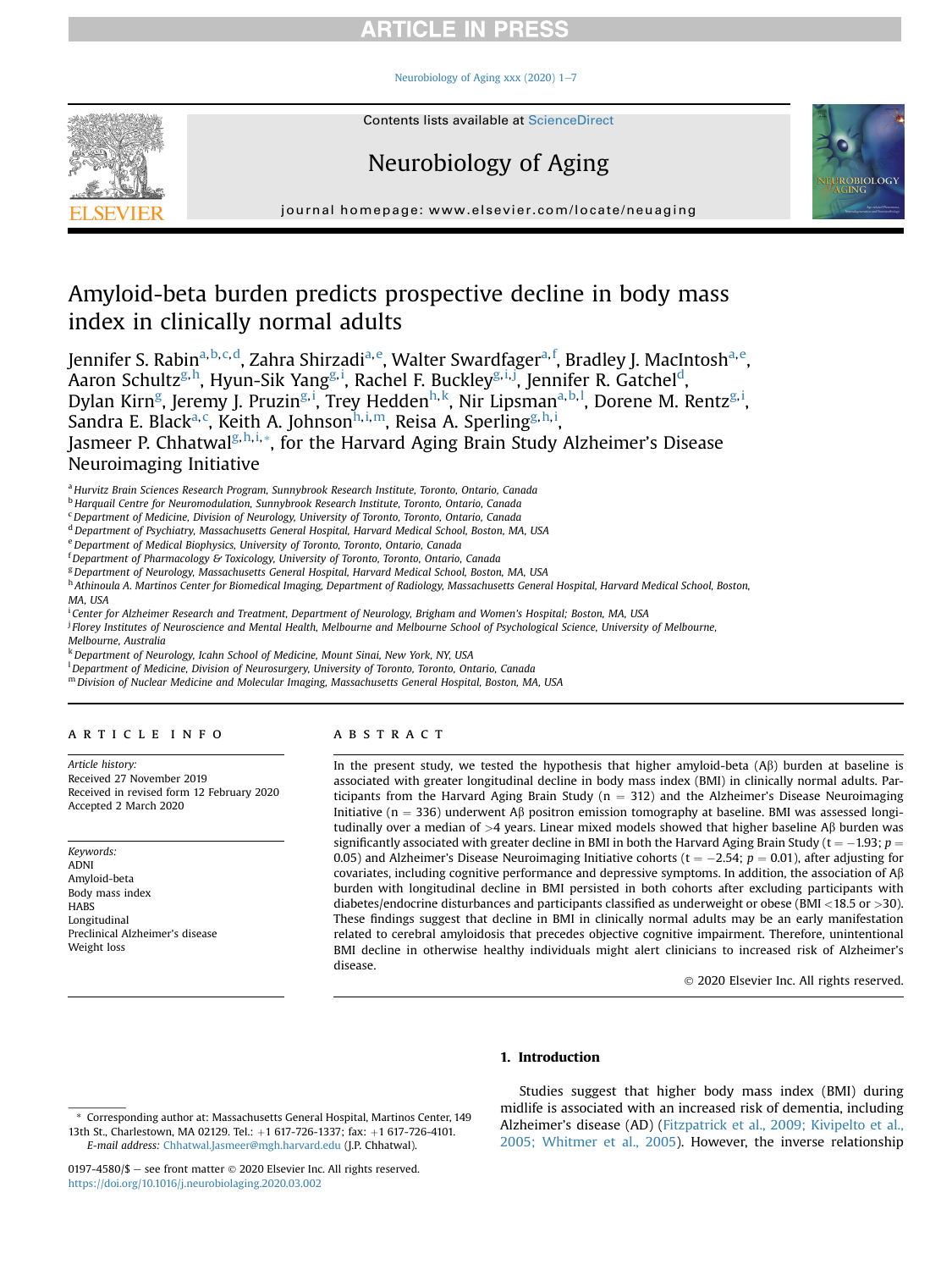# Amyloid-beta burden predicts prospective decline in body mass index in clinically normal adults

Jennifer S. Rabin[a,b,c,d], Zahra Shirzadi[a,e], Walter Swardfager[a,f], Bradley J. MacIntosh[a,e], Aaron Schultz[g,h], Hyun-Sik Yang[g,i], Rachel F. Buckley[g,i,j], Jennifer R. Gatchel[d], Dylan Kirn[g], Jeremy J. Pruzin[g,i], Trey Hedden[h,k], Nir Lipsman[a,b,l], Dorene M. Rentz[g,i], Sandra E. Black[a,c], Keith A. Johnson[h,i,m], Reisa A. Sperling[g,h,i], Jasmeer P. Chhatwal[g,h,i,*], for the Harvard Aging Brain Study Alzheimer's Disease Neuroimaging Initiative

[a] Hurvitz Brain Sciences Research Program, Sunnybrook Research Institute, Toronto, Ontario, Canada
[b] Harquail Centre for Neuromodulation, Sunnybrook Research Institute, Toronto, Ontario, Canada
[c] Department of Medicine, Division of Neurology, University of Toronto, Toronto, Ontario, Canada
[d] Department of Psychiatry, Massachusetts General Hospital, Harvard Medical School, Boston, MA, USA
[e] Department of Medical Biophysics, University of Toronto, Toronto, Ontario, Canada
[f] Department of Pharmacology & Toxicology, University of Toronto, Toronto, Ontario, Canada
[g] Department of Neurology, Massachusetts General Hospital, Harvard Medical School, Boston, MA, USA
[h] Athinoula A. Martinos Center for Biomedical Imaging, Department of Radiology, Massachusetts General Hospital, Harvard Medical School, Boston, MA, USA
[i] Center for Alzheimer Research and Treatment, Department of Neurology, Brigham and Women's Hospital; Boston, MA, USA
[j] Florey Institutes of Neuroscience and Mental Health, Melbourne and Melbourne School of Psychological Science, University of Melbourne, Melbourne, Australia
[k] Department of Neurology, Icahn School of Medicine, Mount Sinai, New York, NY, USA
[l] Department of Medicine, Division of Neurosurgery, University of Toronto, Toronto, Ontario, Canada
[m] Division of Nuclear Medicine and Molecular Imaging, Massachusetts General Hospital, Boston, MA, USA

## ARTICLE INFO

*Article history:*
Received 27 November 2019
Received in revised form 12 February 2020
Accepted 2 March 2020

*Keywords:*
ADNI
Amyloid-beta
Body mass index
HABS
Longitudinal
Preclinical Alzheimer's disease
Weight loss

## ABSTRACT

In the present study, we tested the hypothesis that higher amyloid-beta (Aβ) burden at baseline is associated with greater longitudinal decline in body mass index (BMI) in clinically normal adults. Participants from the Harvard Aging Brain Study (n = 312) and the Alzheimer's Disease Neuroimaging Initiative (n = 336) underwent Aβ positron emission tomography at baseline. BMI was assessed longitudinally over a median of >4 years. Linear mixed models showed that higher baseline Aβ burden was significantly associated with greater decline in BMI in both the Harvard Aging Brain Study ($t = -1.93$; $p = 0.05$) and Alzheimer's Disease Neuroimaging Initiative cohorts ($t = -2.54$; $p = 0.01$), after adjusting for covariates, including cognitive performance and depressive symptoms. In addition, the association of Aβ burden with longitudinal decline in BMI persisted in both cohorts after excluding participants with diabetes/endocrine disturbances and participants classified as underweight or obese (BMI <18.5 or >30). These findings suggest that decline in BMI in clinically normal adults may be an early manifestation related to cerebral amyloidosis that precedes objective cognitive impairment. Therefore, unintentional BMI decline in otherwise healthy individuals might alert clinicians to increased risk of Alzheimer's disease.

© 2020 Elsevier Inc. All rights reserved.

## 1. Introduction

Studies suggest that higher body mass index (BMI) during midlife is associated with an increased risk of dementia, including Alzheimer's disease (AD) (Fitzpatrick et al., 2009; Kivipelto et al., 2005; Whitmer et al., 2005). However, the inverse relationship

* Corresponding author at: Massachusetts General Hospital, Martinos Center, 149 13th St., Charlestown, MA 02129. Tel.: +1 617-726-1337; fax: +1 617-726-4101.
*E-mail address:* Chhatwal.Jasmeer@mgh.harvard.edu (J.P. Chhatwal).

0197-4580/$ – see front matter © 2020 Elsevier Inc. All rights reserved.
https://doi.org/10.1016/j.neurobiolaging.2020.03.002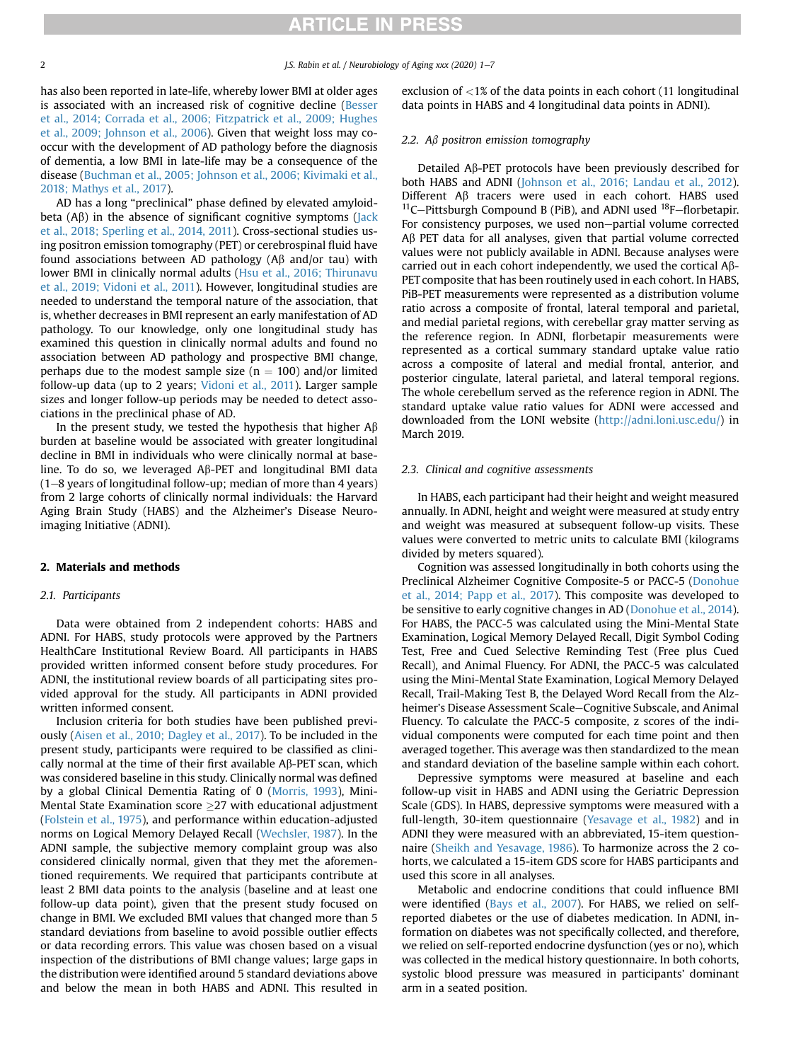has also been reported in late-life, whereby lower BMI at older ages is associated with an increased risk of cognitive decline (Besser et al., 2014; Corrada et al., 2006; Fitzpatrick et al., 2009; Hughes et al., 2009; Johnson et al., 2006). Given that weight loss may co-occur with the development of AD pathology before the diagnosis of dementia, a low BMI in late-life may be a consequence of the disease (Buchman et al., 2005; Johnson et al., 2006; Kivimaki et al., 2018; Mathys et al., 2017).

AD has a long "preclinical" phase defined by elevated amyloid-beta (Aβ) in the absence of significant cognitive symptoms (Jack et al., 2018; Sperling et al., 2014, 2011). Cross-sectional studies using positron emission tomography (PET) or cerebrospinal fluid have found associations between AD pathology (Aβ and/or tau) with lower BMI in clinically normal adults (Hsu et al., 2016; Thirunavu et al., 2019; Vidoni et al., 2011). However, longitudinal studies are needed to understand the temporal nature of the association, that is, whether decreases in BMI represent an early manifestation of AD pathology. To our knowledge, only one longitudinal study has examined this question in clinically normal adults and found no association between AD pathology and prospective BMI change, perhaps due to the modest sample size (n = 100) and/or limited follow-up data (up to 2 years; Vidoni et al., 2011). Larger sample sizes and longer follow-up periods may be needed to detect associations in the preclinical phase of AD.

In the present study, we tested the hypothesis that higher Aβ burden at baseline would be associated with greater longitudinal decline in BMI in individuals who were clinically normal at baseline. To do so, we leveraged Aβ-PET and longitudinal BMI data (1–8 years of longitudinal follow-up; median of more than 4 years) from 2 large cohorts of clinically normal individuals: the Harvard Aging Brain Study (HABS) and the Alzheimer's Disease Neuroimaging Initiative (ADNI).

## 2. Materials and methods

### 2.1. Participants

Data were obtained from 2 independent cohorts: HABS and ADNI. For HABS, study protocols were approved by the Partners HealthCare Institutional Review Board. All participants in HABS provided written informed consent before study procedures. For ADNI, the institutional review boards of all participating sites provided approval for the study. All participants in ADNI provided written informed consent.

Inclusion criteria for both studies have been published previously (Aisen et al., 2010; Dagley et al., 2017). To be included in the present study, participants were required to be classified as clinically normal at the time of their first available Aβ-PET scan, which was considered baseline in this study. Clinically normal was defined by a global Clinical Dementia Rating of 0 (Morris, 1993), Mini-Mental State Examination score ≥27 with educational adjustment (Folstein et al., 1975), and performance within education-adjusted norms on Logical Memory Delayed Recall (Wechsler, 1987). In the ADNI sample, the subjective memory complaint group was also considered clinically normal, given that they met the aforementioned requirements. We required that participants contribute at least 2 BMI data points to the analysis (baseline and at least one follow-up data point), given that the present study focused on change in BMI. We excluded BMI values that changed more than 5 standard deviations from baseline to avoid possible outlier effects or data recording errors. This value was chosen based on a visual inspection of the distributions of BMI change values; large gaps in the distribution were identified around 5 standard deviations above and below the mean in both HABS and ADNI. This resulted in exclusion of <1% of the data points in each cohort (11 longitudinal data points in HABS and 4 longitudinal data points in ADNI).

### 2.2. Aβ positron emission tomography

Detailed Aβ-PET protocols have been previously described for both HABS and ADNI (Johnson et al., 2016; Landau et al., 2012). Different Aβ tracers were used in each cohort. HABS used $^{11}$C–Pittsburgh Compound B (PiB), and ADNI used $^{18}$F–florbetapir. For consistency purposes, we used non–partial volume corrected Aβ PET data for all analyses, given that partial volume corrected values were not publicly available in ADNI. Because analyses were carried out in each cohort independently, we used the cortical Aβ-PET composite that has been routinely used in each cohort. In HABS, PiB-PET measurements were represented as a distribution volume ratio across a composite of frontal, lateral temporal and parietal, and medial parietal regions, with cerebellar gray matter serving as the reference region. In ADNI, florbetapir measurements were represented as a cortical summary standard uptake value ratio across a composite of lateral and medial frontal, anterior, and posterior cingulate, lateral parietal, and lateral temporal regions. The whole cerebellum served as the reference region in ADNI. The standard uptake value ratio values for ADNI were accessed and downloaded from the LONI website (http://adni.loni.usc.edu/) in March 2019.

### 2.3. Clinical and cognitive assessments

In HABS, each participant had their height and weight measured annually. In ADNI, height and weight were measured at study entry and weight was measured at subsequent follow-up visits. These values were converted to metric units to calculate BMI (kilograms divided by meters squared).

Cognition was assessed longitudinally in both cohorts using the Preclinical Alzheimer Cognitive Composite-5 or PACC-5 (Donohue et al., 2014; Papp et al., 2017). This composite was developed to be sensitive to early cognitive changes in AD (Donohue et al., 2014). For HABS, the PACC-5 was calculated using the Mini-Mental State Examination, Logical Memory Delayed Recall, Digit Symbol Coding Test, Free and Cued Selective Reminding Test (Free plus Cued Recall), and Animal Fluency. For ADNI, the PACC-5 was calculated using the Mini-Mental State Examination, Logical Memory Delayed Recall, Trail-Making Test B, the Delayed Word Recall from the Alzheimer's Disease Assessment Scale–Cognitive Subscale, and Animal Fluency. To calculate the PACC-5 composite, z scores of the individual components were computed for each time point and then averaged together. This average was then standardized to the mean and standard deviation of the baseline sample within each cohort.

Depressive symptoms were measured at baseline and each follow-up visit in HABS and ADNI using the Geriatric Depression Scale (GDS). In HABS, depressive symptoms were measured with a full-length, 30-item questionnaire (Yesavage et al., 1982) and in ADNI they were measured with an abbreviated, 15-item questionnaire (Sheikh and Yesavage, 1986). To harmonize across the 2 cohorts, we calculated a 15-item GDS score for HABS participants and used this score in all analyses.

Metabolic and endocrine conditions that could influence BMI were identified (Bays et al., 2007). For HABS, we relied on self-reported diabetes or the use of diabetes medication. In ADNI, information on diabetes was not specifically collected, and therefore, we relied on self-reported endocrine dysfunction (yes or no), which was collected in the medical history questionnaire. In both cohorts, systolic blood pressure was measured in participants' dominant arm in a seated position.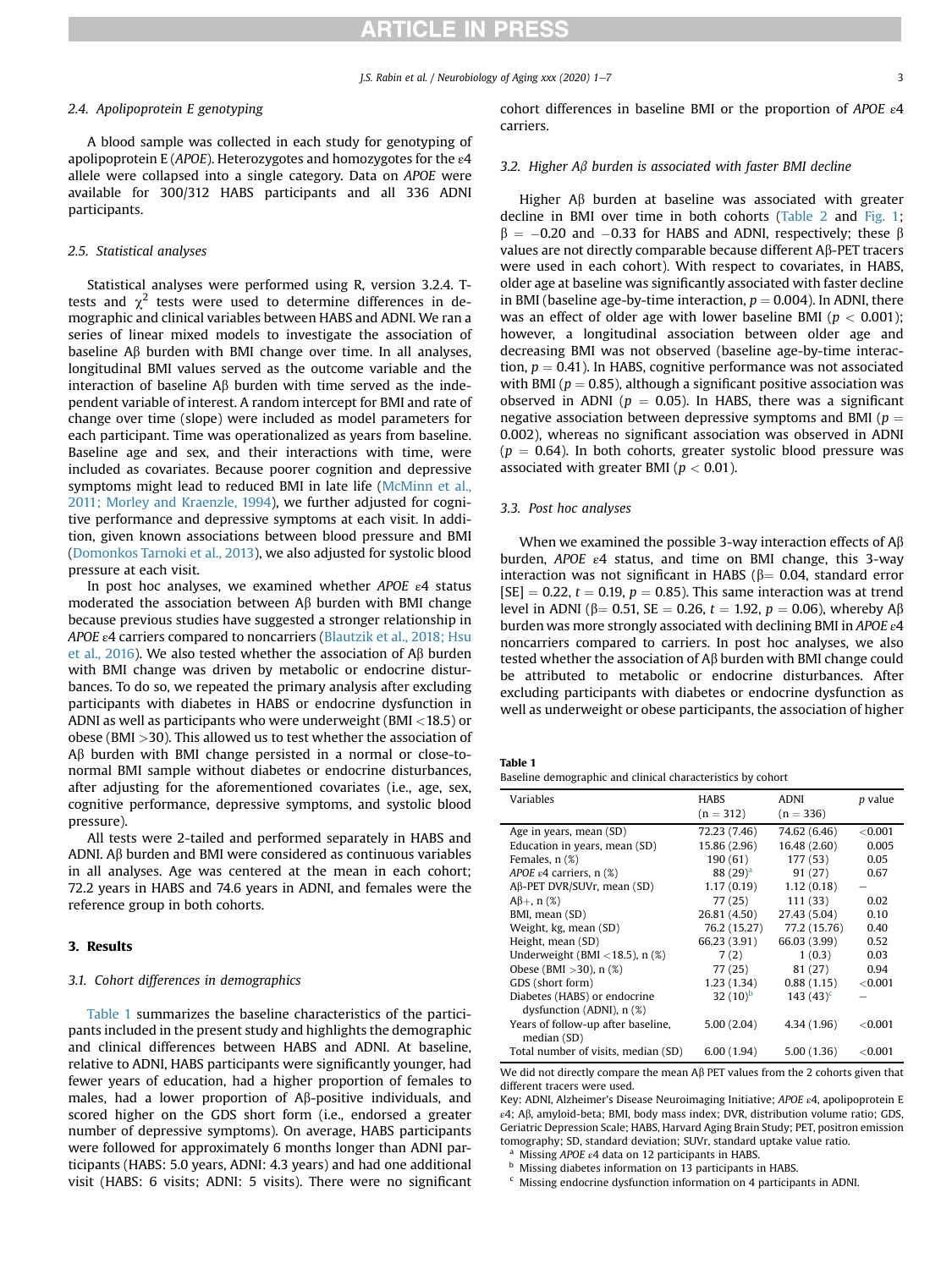### 2.4. Apolipoprotein E genotyping

A blood sample was collected in each study for genotyping of apolipoprotein E (*APOE*). Heterozygotes and homozygotes for the ε4 allele were collapsed into a single category. Data on *APOE* were available for 300/312 HABS participants and all 336 ADNI participants.

### 2.5. Statistical analyses

Statistical analyses were performed using R, version 3.2.4. T-tests and $\chi^2$ tests were used to determine differences in demographic and clinical variables between HABS and ADNI. We ran a series of linear mixed models to investigate the association of baseline Aβ burden with BMI change over time. In all analyses, longitudinal BMI values served as the outcome variable and the interaction of baseline Aβ burden with time served as the independent variable of interest. A random intercept for BMI and rate of change over time (slope) were included as model parameters for each participant. Time was operationalized as years from baseline. Baseline age and sex, and their interactions with time, were included as covariates. Because poorer cognition and depressive symptoms might lead to reduced BMI in late life (McMinn et al., 2011; Morley and Kraenzle, 1994), we further adjusted for cognitive performance and depressive symptoms at each visit. In addition, given known associations between blood pressure and BMI (Domonkos Tarnoki et al., 2013), we also adjusted for systolic blood pressure at each visit.

In post hoc analyses, we examined whether *APOE* ε4 status moderated the association between Aβ burden with BMI change because previous studies have suggested a stronger relationship in *APOE* ε4 carriers compared to noncarriers (Blautzik et al., 2018; Hsu et al., 2016). We also tested whether the association of Aβ burden with BMI change was driven by metabolic or endocrine disturbances. To do so, we repeated the primary analysis after excluding participants with diabetes in HABS or endocrine dysfunction in ADNI as well as participants who were underweight (BMI <18.5) or obese (BMI >30). This allowed us to test whether the association of Aβ burden with BMI change persisted in a normal or close-to-normal BMI sample without diabetes or endocrine disturbances, after adjusting for the aforementioned covariates (i.e., age, sex, cognitive performance, depressive symptoms, and systolic blood pressure).

All tests were 2-tailed and performed separately in HABS and ADNI. Aβ burden and BMI were considered as continuous variables in all analyses. Age was centered at the mean in each cohort; 72.2 years in HABS and 74.6 years in ADNI, and females were the reference group in both cohorts.

## 3. Results

### 3.1. Cohort differences in demographics

Table 1 summarizes the baseline characteristics of the participants included in the present study and highlights the demographic and clinical differences between HABS and ADNI. At baseline, relative to ADNI, HABS participants were significantly younger, had fewer years of education, had a higher proportion of females to males, had a lower proportion of Aβ-positive individuals, and scored higher on the GDS short form (i.e., endorsed a greater number of depressive symptoms). On average, HABS participants were followed for approximately 6 months longer than ADNI participants (HABS: 5.0 years, ADNI: 4.3 years) and had one additional visit (HABS: 6 visits; ADNI: 5 visits). There were no significant cohort differences in baseline BMI or the proportion of *APOE* ε4 carriers.

### 3.2. Higher Aβ burden is associated with faster BMI decline

Higher Aβ burden at baseline was associated with greater decline in BMI over time in both cohorts (Table 2 and Fig. 1; $\beta = -0.20$ and $-0.33$ for HABS and ADNI, respectively; these β values are not directly comparable because different Aβ-PET tracers were used in each cohort). With respect to covariates, in HABS, older age at baseline was significantly associated with faster decline in BMI (baseline age-by-time interaction, $p = 0.004$). In ADNI, there was an effect of older age with lower baseline BMI ($p < 0.001$); however, a longitudinal association between older age and decreasing BMI was not observed (baseline age-by-time interaction, $p = 0.41$). In HABS, cognitive performance was not associated with BMI ($p = 0.85$), although a significant positive association was observed in ADNI ($p = 0.05$). In HABS, there was a significant negative association between depressive symptoms and BMI ($p = 0.002$), whereas no significant association was observed in ADNI ($p = 0.64$). In both cohorts, greater systolic blood pressure was associated with greater BMI ($p < 0.01$).

### 3.3. Post hoc analyses

When we examined the possible 3-way interaction effects of Aβ burden, *APOE* ε4 status, and time on BMI change, this 3-way interaction was not significant in HABS ($\beta = 0.04$, standard error [SE] = 0.22, $t = 0.19$, $p = 0.85$). This same interaction was at trend level in ADNI ($\beta = 0.51$, SE = 0.26, $t = 1.92$, $p = 0.06$), whereby Aβ burden was more strongly associated with declining BMI in *APOE* ε4 noncarriers compared to carriers. In post hoc analyses, we also tested whether the association of Aβ burden with BMI change could be attributed to metabolic or endocrine disturbances. After excluding participants with diabetes or endocrine dysfunction as well as underweight or obese participants, the association of higher

**Table 1**
Baseline demographic and clinical characteristics by cohort

| Variables | HABS (n = 312) | ADNI (n = 336) | p value |
|---|---|---|---|
| Age in years, mean (SD) | 72.23 (7.46) | 74.62 (6.46) | <0.001 |
| Education in years, mean (SD) | 15.86 (2.96) | 16.48 (2.60) | 0.005 |
| Females, n (%) | 190 (61) | 177 (53) | 0.05 |
| *APOE* ε4 carriers, n (%) | 88 (29)[a] | 91 (27) | 0.67 |
| Aβ-PET DVR/SUVr, mean (SD) | 1.17 (0.19) | 1.12 (0.18) | – |
| Aβ+, n (%) | 77 (25) | 111 (33) | 0.02 |
| BMI, mean (SD) | 26.81 (4.50) | 27.43 (5.04) | 0.10 |
| Weight, kg, mean (SD) | 76.2 (15.27) | 77.2 (15.76) | 0.40 |
| Height, mean (SD) | 66.23 (3.91) | 66.03 (3.99) | 0.52 |
| Underweight (BMI <18.5), n (%) | 7 (2) | 1 (0.3) | 0.03 |
| Obese (BMI >30), n (%) | 77 (25) | 81 (27) | 0.94 |
| GDS (short form) | 1.23 (1.34) | 0.88 (1.15) | <0.001 |
| Diabetes (HABS) or endocrine dysfunction (ADNI), n (%) | 32 (10)[b] | 143 (43)[c] | – |
| Years of follow-up after baseline, median (SD) | 5.00 (2.04) | 4.34 (1.96) | <0.001 |
| Total number of visits, median (SD) | 6.00 (1.94) | 5.00 (1.36) | <0.001 |

We did not directly compare the mean Aβ PET values from the 2 cohorts given that different tracers were used.

Key: ADNI, Alzheimer's Disease Neuroimaging Initiative; *APOE* ε4, apolipoprotein E ε4; Aβ, amyloid-beta; BMI, body mass index; DVR, distribution volume ratio; GDS, Geriatric Depression Scale; HABS, Harvard Aging Brain Study; PET, positron emission tomography; SD, standard deviation; SUVr, standard uptake value ratio.

[a] Missing *APOE* ε4 data on 12 participants in HABS.
[b] Missing diabetes information on 13 participants in HABS.
[c] Missing endocrine dysfunction information on 4 participants in ADNI.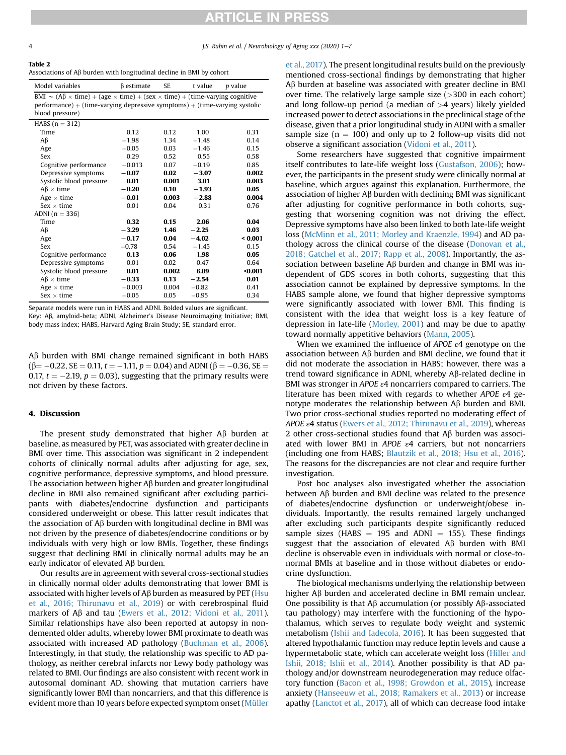**Table 2**
Associations of Aβ burden with longitudinal decline in BMI by cohort

| Model variables | β estimate | SE | t value | p value |
| --- | --- | --- | --- | --- |
| BMI ~ (Aβ × time) + (age × time) + (sex × time) + (time-varying cognitive performance) + (time-varying depressive symptoms) + (time-varying systolic blood pressure) | | | | |
| HABS (n = 312) | | | | |
| Time | 0.12 | 0.12 | 1.00 | 0.31 |
| Aβ | −1.98 | 1.34 | −1.48 | 0.14 |
| Age | −0.05 | 0.03 | −1.46 | 0.15 |
| Sex | 0.29 | 0.52 | 0.55 | 0.58 |
| Cognitive performance | −0.013 | 0.07 | −0.19 | 0.85 |
| Depressive symptoms | **−0.07** | **0.02** | **−3.07** | **0.002** |
| Systolic blood pressure | **0.01** | **0.001** | **3.01** | **0.003** |
| Aβ × time | **−0.20** | **0.10** | **−1.93** | **0.05** |
| Age × time | **−0.01** | **0.003** | **−2.88** | **0.004** |
| Sex × time | 0.01 | 0.04 | 0.31 | 0.76 |
| ADNI (n = 336) | | | | |
| Time | **0.32** | **0.15** | **2.06** | **0.04** |
| Aβ | **−3.29** | **1.46** | **−2.25** | **0.03** |
| Age | **−0.17** | **0.04** | **−4.02** | **< 0.001** |
| Sex | −0.78 | 0.54 | −1.45 | 0.15 |
| Cognitive performance | **0.13** | **0.06** | **1.98** | **0.05** |
| Depressive symptoms | 0.01 | 0.02 | 0.47 | 0.64 |
| Systolic blood pressure | **0.01** | **0.002** | **6.09** | **<0.001** |
| Aβ × time | **−0.33** | **0.13** | **−2.54** | **0.01** |
| Age × time | −0.003 | 0.004 | −0.82 | 0.41 |
| Sex × time | −0.05 | 0.05 | −0.95 | 0.34 |

Separate models were run in HABS and ADNI. Bolded values are significant.
Key: Aβ, amyloid-beta; ADNI, Alzheimer's Disease Neuroimaging Initiative; BMI, body mass index; HABS, Harvard Aging Brain Study; SE, standard error.

Aβ burden with BMI change remained significant in both HABS (β= −0.22, SE = 0.11, $t = -1.11$, $p = 0.04$) and ADNI (β = −0.36, SE = 0.17, $t = -2.19$, $p = 0.03$), suggesting that the primary results were not driven by these factors.

## 4. Discussion

The present study demonstrated that higher Aβ burden at baseline, as measured by PET, was associated with greater decline in BMI over time. This association was significant in 2 independent cohorts of clinically normal adults after adjusting for age, sex, cognitive performance, depressive symptoms, and blood pressure. The association between higher Aβ burden and greater longitudinal decline in BMI also remained significant after excluding participants with diabetes/endocrine dysfunction and participants considered underweight or obese. This latter result indicates that the association of Aβ burden with longitudinal decline in BMI was not driven by the presence of diabetes/endocrine conditions or by individuals with very high or low BMIs. Together, these findings suggest that declining BMI in clinically normal adults may be an early indicator of elevated Aβ burden.

Our results are in agreement with several cross-sectional studies in clinically normal older adults demonstrating that lower BMI is associated with higher levels of Aβ burden as measured by PET (Hsu et al., 2016; Thirunavu et al., 2019) or with cerebrospinal fluid markers of Aβ and tau (Ewers et al., 2012; Vidoni et al., 2011). Similar relationships have also been reported at autopsy in nondemented older adults, whereby lower BMI proximate to death was associated with increased AD pathology (Buchman et al., 2006). Interestingly, in that study, the relationship was specific to AD pathology, as neither cerebral infarcts nor Lewy body pathology was related to BMI. Our findings are also consistent with recent work in autosomal dominant AD, showing that mutation carriers have significantly lower BMI than noncarriers, and that this difference is evident more than 10 years before expected symptom onset (Müller et al., 2017). The present longitudinal results build on the previously mentioned cross-sectional findings by demonstrating that higher Aβ burden at baseline was associated with greater decline in BMI over time. The relatively large sample size (>300 in each cohort) and long follow-up period (a median of >4 years) likely yielded increased power to detect associations in the preclinical stage of the disease, given that a prior longitudinal study in ADNI with a smaller sample size (n = 100) and only up to 2 follow-up visits did not observe a significant association (Vidoni et al., 2011).

Some researchers have suggested that cognitive impairment itself contributes to late-life weight loss (Gustafson, 2006); however, the participants in the present study were clinically normal at baseline, which argues against this explanation. Furthermore, the association of higher Aβ burden with declining BMI was significant after adjusting for cognitive performance in both cohorts, suggesting that worsening cognition was not driving the effect. Depressive symptoms have also been linked to both late-life weight loss (McMinn et al., 2011; Morley and Kraenzle, 1994) and AD pathology across the clinical course of the disease (Donovan et al., 2018; Gatchel et al., 2017; Rapp et al., 2008). Importantly, the association between baseline Aβ burden and change in BMI was independent of GDS scores in both cohorts, suggesting that this association cannot be explained by depressive symptoms. In the HABS sample alone, we found that higher depressive symptoms were significantly associated with lower BMI. This finding is consistent with the idea that weight loss is a key feature of depression in late-life (Morley, 2001) and may be due to apathy toward normally appetitive behaviors (Mann, 2005).

When we examined the influence of *APOE* ε4 genotype on the association between Aβ burden and BMI decline, we found that it did not moderate the association in HABS; however, there was a trend toward significance in ADNI, whereby Aβ-related decline in BMI was stronger in *APOE* ε4 noncarriers compared to carriers. The literature has been mixed with regards to whether *APOE* ε4 genotype moderates the relationship between Aβ burden and BMI. Two prior cross-sectional studies reported no moderating effect of *APOE* ε4 status (Ewers et al., 2012; Thirunavu et al., 2019), whereas 2 other cross-sectional studies found that Aβ burden was associated with lower BMI in *APOE* ε4 carriers, but not noncarriers (including one from HABS; Blautzik et al., 2018; Hsu et al., 2016). The reasons for the discrepancies are not clear and require further investigation.

Post hoc analyses also investigated whether the association between Aβ burden and BMI decline was related to the presence of diabetes/endocrine dysfunction or underweight/obese individuals. Importantly, the results remained largely unchanged after excluding such participants despite significantly reduced sample sizes (HABS = 195 and ADNI = 155). These findings suggest that the association of elevated Aβ burden with BMI decline is observable even in individuals with normal or close-to-normal BMIs at baseline and in those without diabetes or endocrine dysfunction.

The biological mechanisms underlying the relationship between higher Aβ burden and accelerated decline in BMI remain unclear. One possibility is that Aβ accumulation (or possibly Aβ-associated tau pathology) may interfere with the functioning of the hypothalamus, which serves to regulate body weight and systemic metabolism (Ishii and Iadecola, 2016). It has been suggested that altered hypothalamic function may reduce leptin levels and cause a hypermetabolic state, which can accelerate weight loss (Hiller and Ishii, 2018; Ishii et al., 2014). Another possibility is that AD pathology and/or downstream neurodegeneration may reduce olfactory function (Bacon et al., 1998; Growdon et al., 2015), increase anxiety (Hanseeuw et al., 2018; Ramakers et al., 2013) or increase apathy (Lanctot et al., 2017), all of which can decrease food intake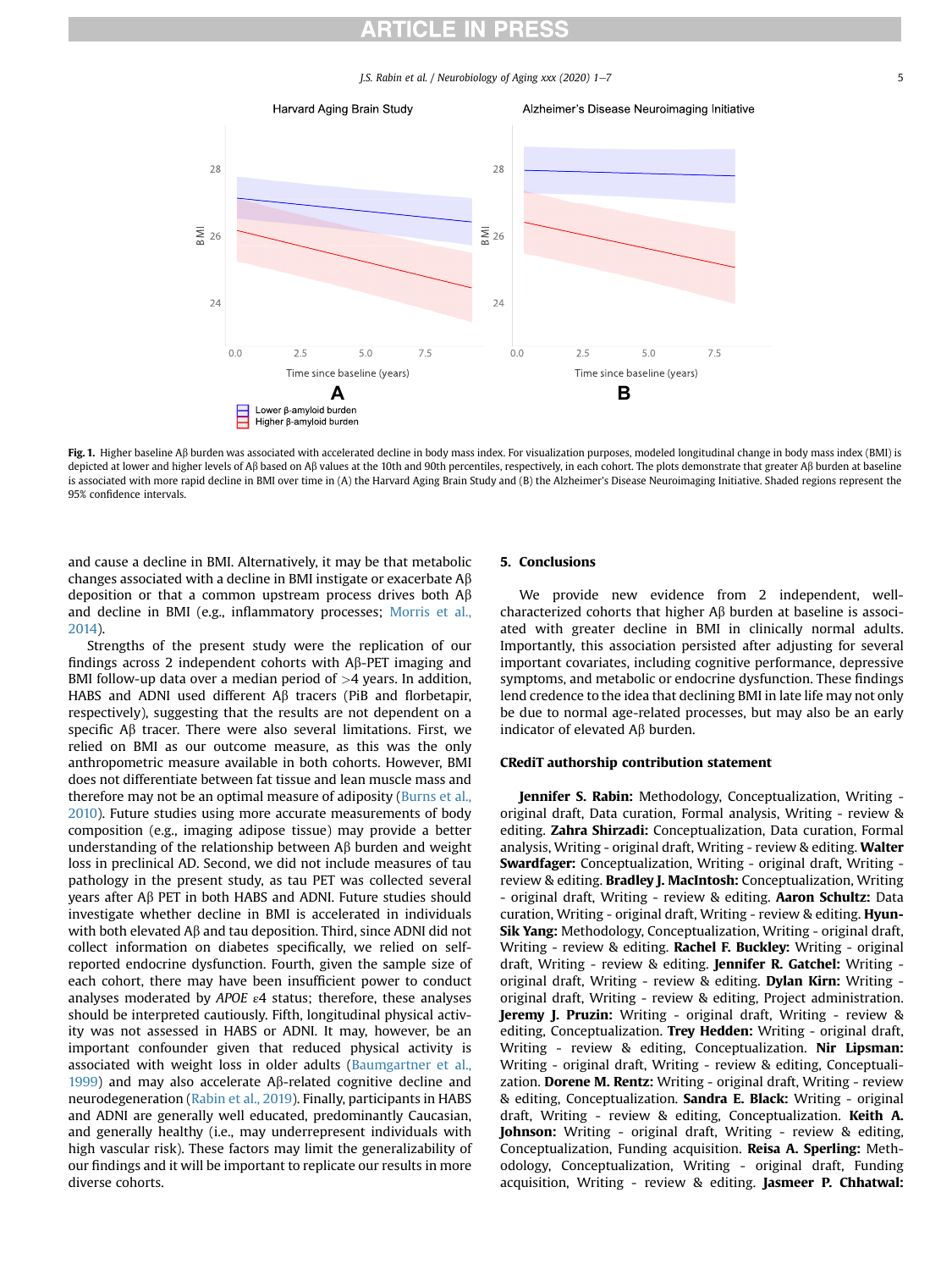Fig. 1. Higher baseline Aβ burden was associated with accelerated decline in body mass index. For visualization purposes, modeled longitudinal change in body mass index (BMI) is depicted at lower and higher levels of Aβ based on Aβ values at the 10th and 90th percentiles, respectively, in each cohort. The plots demonstrate that greater Aβ burden at baseline is associated with more rapid decline in BMI over time in (A) the Harvard Aging Brain Study and (B) the Alzheimer's Disease Neuroimaging Initiative. Shaded regions represent the 95% confidence intervals.

and cause a decline in BMI. Alternatively, it may be that metabolic changes associated with a decline in BMI instigate or exacerbate Aβ deposition or that a common upstream process drives both Aβ and decline in BMI (e.g., inflammatory processes; Morris et al., 2014).

Strengths of the present study were the replication of our findings across 2 independent cohorts with Aβ-PET imaging and BMI follow-up data over a median period of >4 years. In addition, HABS and ADNI used different Aβ tracers (PiB and florbetapir, respectively), suggesting that the results are not dependent on a specific Aβ tracer. There were also several limitations. First, we relied on BMI as our outcome measure, as this was the only anthropometric measure available in both cohorts. However, BMI does not differentiate between fat tissue and lean muscle mass and therefore may not be an optimal measure of adiposity (Burns et al., 2010). Future studies using more accurate measurements of body composition (e.g., imaging adipose tissue) may provide a better understanding of the relationship between Aβ burden and weight loss in preclinical AD. Second, we did not include measures of tau pathology in the present study, as tau PET was collected several years after Aβ PET in both HABS and ADNI. Future studies should investigate whether decline in BMI is accelerated in individuals with both elevated Aβ and tau deposition. Third, since ADNI did not collect information on diabetes specifically, we relied on self-reported endocrine dysfunction. Fourth, given the sample size of each cohort, there may have been insufficient power to conduct analyses moderated by *APOE* ε4 status; therefore, these analyses should be interpreted cautiously. Fifth, longitudinal physical activity was not assessed in HABS or ADNI. It may, however, be an important confounder given that reduced physical activity is associated with weight loss in older adults (Baumgartner et al., 1999) and may also accelerate Aβ-related cognitive decline and neurodegeneration (Rabin et al., 2019). Finally, participants in HABS and ADNI are generally well educated, predominantly Caucasian, and generally healthy (i.e., may underrepresent individuals with high vascular risk). These factors may limit the generalizability of our findings and it will be important to replicate our results in more diverse cohorts.

## 5. Conclusions

We provide new evidence from 2 independent, well-characterized cohorts that higher Aβ burden at baseline is associated with greater decline in BMI in clinically normal adults. Importantly, this association persisted after adjusting for several important covariates, including cognitive performance, depressive symptoms, and metabolic or endocrine dysfunction. These findings lend credence to the idea that declining BMI in late life may not only be due to normal age-related processes, but may also be an early indicator of elevated Aβ burden.

## CRediT authorship contribution statement

**Jennifer S. Rabin:** Methodology, Conceptualization, Writing - original draft, Data curation, Formal analysis, Writing - review & editing. **Zahra Shirzadi:** Conceptualization, Data curation, Formal analysis, Writing - original draft, Writing - review & editing. **Walter Swardfager:** Conceptualization, Writing - original draft, Writing - review & editing. **Bradley J. MacIntosh:** Conceptualization, Writing - original draft, Writing - review & editing. **Aaron Schultz:** Data curation, Writing - original draft, Writing - review & editing. **Hyun-Sik Yang:** Methodology, Conceptualization, Writing - original draft, Writing - review & editing. **Rachel F. Buckley:** Writing - original draft, Writing - review & editing. **Jennifer R. Gatchel:** Writing - original draft, Writing - review & editing. **Dylan Kirn:** Writing - original draft, Writing - review & editing, Project administration. **Jeremy J. Pruzin:** Writing - original draft, Writing - review & editing, Conceptualization. **Trey Hedden:** Writing - original draft, Writing - review & editing, Conceptualization. **Nir Lipsman:** Writing - original draft, Writing - review & editing, Conceptualization. **Dorene M. Rentz:** Writing - original draft, Writing - review & editing, Conceptualization. **Sandra E. Black:** Writing - original draft, Writing - review & editing, Conceptualization. **Keith A. Johnson:** Writing - original draft, Writing - review & editing, Conceptualization, Funding acquisition. **Reisa A. Sperling:** Methodology, Conceptualization, Writing - original draft, Funding acquisition, Writing - review & editing. **Jasmeer P. Chhatwal:**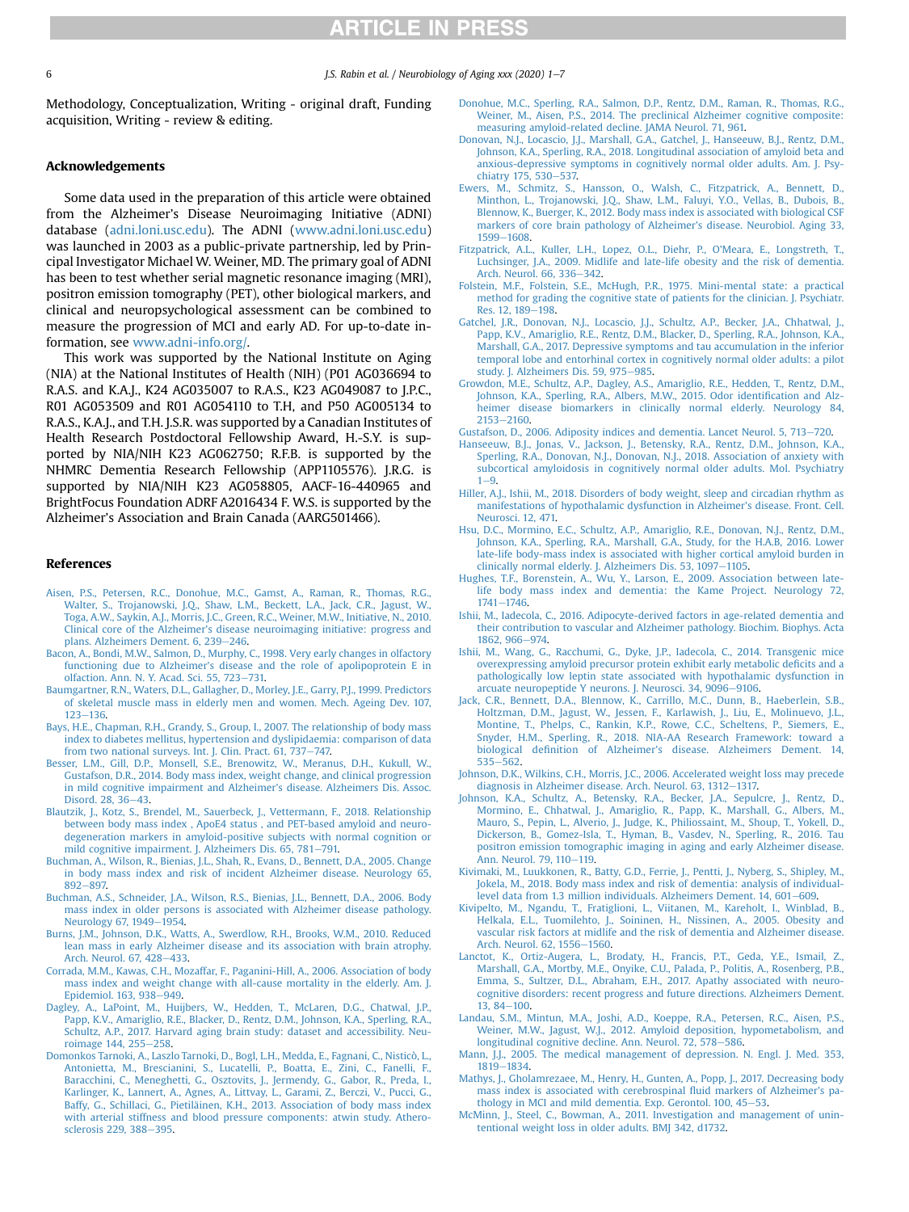Methodology, Conceptualization, Writing - original draft, Funding acquisition, Writing - review & editing.

## Acknowledgements

Some data used in the preparation of this article were obtained from the Alzheimer's Disease Neuroimaging Initiative (ADNI) database (adni.loni.usc.edu). The ADNI (www.adni.loni.usc.edu) was launched in 2003 as a public-private partnership, led by Principal Investigator Michael W. Weiner, MD. The primary goal of ADNI has been to test whether serial magnetic resonance imaging (MRI), positron emission tomography (PET), other biological markers, and clinical and neuropsychological assessment can be combined to measure the progression of MCI and early AD. For up-to-date information, see www.adni-info.org/.

This work was supported by the National Institute on Aging (NIA) at the National Institutes of Health (NIH) (P01 AG036694 to R.A.S. and K.A.J., K24 AG035007 to R.A.S., K23 AG049087 to J.P.C., R01 AG053509 and R01 AG054110 to T.H, and P50 AG005134 to R.A.S., K.A.J., and T.H. J.S.R. was supported by a Canadian Institutes of Health Research Postdoctoral Fellowship Award, H.-S.Y. is supported by NIA/NIH K23 AG062750; R.F.B. is supported by the NHMRC Dementia Research Fellowship (APP1105576). J.R.G. is supported by NIA/NIH K23 AG058805, AACF-16-440965 and BrightFocus Foundation ADRF A2016434 F. W.S. is supported by the Alzheimer's Association and Brain Canada (AARG501466).

## References

Aisen, P.S., Petersen, R.C., Donohue, M.C., Gamst, A., Raman, R., Thomas, R.G., Walter, S., Trojanowski, J.Q., Shaw, L.M., Beckett, L.A., Jack, C.R., Jagust, W., Toga, A.W., Saykin, A.J., Morris, J.C., Green, R.C., Weiner, M.W., Initiative, N., 2010. Clinical core of the Alzheimer's disease neuroimaging initiative: progress and plans. Alzheimers Dement. 6, 239–246.

Bacon, A., Bondi, M.W., Salmon, D., Murphy, C., 1998. Very early changes in olfactory functioning due to Alzheimer's disease and the role of apolipoprotein E in olfaction. Ann. N. Y. Acad. Sci. 55, 723–731.

Baumgartner, R.N., Waters, D.L., Gallagher, D., Morley, J.E., Garry, P.J., 1999. Predictors of skeletal muscle mass in elderly men and women. Mech. Ageing Dev. 107, 123–136.

Bays, H.E., Chapman, R.H., Grandy, S., Group, I., 2007. The relationship of body mass index to diabetes mellitus, hypertension and dyslipidaemia: comparison of data from two national surveys. Int. J. Clin. Pract. 61, 737–747.

Besser, L.M., Gill, D.P., Monsell, S.E., Brenowitz, W., Meranus, D.H., Kukull, W., Gustafson, D.R., 2014. Body mass index, weight change, and clinical progression in mild cognitive impairment and Alzheimer's disease. Alzheimers Dis. Assoc. Disord. 28, 36–43.

Blautzik, J., Kotz, S., Brendel, M., Sauerbeck, J., Vettermann, F., 2018. Relationship between body mass index , ApoE4 status , and PET-based amyloid and neurodegeneration markers in amyloid-positive subjects with normal cognition or mild cognitive impairment. J. Alzheimers Dis. 65, 781–791.

Buchman, A., Wilson, R., Bienias, J.L., Shah, R., Evans, D., Bennett, D.A., 2005. Change in body mass index and risk of incident Alzheimer disease. Neurology 65, 892–897.

Buchman, A.S., Schneider, J.A., Wilson, R.S., Bienias, J.L., Bennett, D.A., 2006. Body mass index in older persons is associated with Alzheimer disease pathology. Neurology 67, 1949–1954.

Burns, J.M., Johnson, D.K., Watts, A., Swerdlow, R.H., Brooks, W.M., 2010. Reduced lean mass in early Alzheimer disease and its association with brain atrophy. Arch. Neurol. 67, 428–433.

Corrada, M.M., Kawas, C.H., Mozaffar, F., Paganini-Hill, A., 2006. Association of body mass index and weight change with all-cause mortality in the elderly. Am. J. Epidemiol. 163, 938–949.

Dagley, A., LaPoint, M., Huijbers, W., Hedden, T., McLaren, D.G., Chatwal, J.P., Papp, K.V., Amariglio, R.E., Blacker, D., Rentz, D.M., Johnson, K.A., Sperling, R.A., Schultz, A.P., 2017. Harvard aging brain study: dataset and accessibility. Neuroimage 144, 255–258.

Domonkos Tarnoki, A., Laszlo Tarnoki, D., Bogl, L.H., Medda, E., Fagnani, C., Nisticò, L., Antonietta, M., Brescianini, S., Lucatelli, P., Boatta, E., Zini, C., Fanelli, F., Baracchini, C., Meneghetti, G., Osztovits, J., Jermendy, G., Gabor, R., Preda, I., Karlinger, K., Lannert, A., Agnes, A., Littvay, L., Garami, Z., Berczi, V., Pucci, G., Baffy, G., Schillaci, G., Pietiläinen, K.H., 2013. Association of body mass index with arterial stiffness and blood pressure components: atwin study. Atherosclerosis 229, 388–395.

Donohue, M.C., Sperling, R.A., Salmon, D.P., Rentz, D.M., Raman, R., Thomas, R.G., Weiner, M., Aisen, P.S., 2014. The preclinical Alzheimer cognitive composite: measuring amyloid-related decline. JAMA Neurol. 71, 961.

Donovan, N.J., Locascio, J.J., Marshall, G.A., Gatchel, J., Hanseeuw, B.J., Rentz, D.M., Johnson, K.A., Sperling, R.A., 2018. Longitudinal association of amyloid beta and anxious-depressive symptoms in cognitively normal older adults. Am. J. Psychiatry 175, 530–537.

Ewers, M., Schmitz, S., Hansson, O., Walsh, C., Fitzpatrick, A., Bennett, D., Minthon, L., Trojanowski, J.Q., Shaw, L.M., Faluyi, Y.O., Vellas, B., Dubois, B., Blennow, K., Buerger, K., 2012. Body mass index is associated with biological CSF markers of core brain pathology of Alzheimer's disease. Neurobiol. Aging 33, 1599–1608.

Fitzpatrick, A.L., Kuller, L.H., Lopez, O.L., Diehr, P., O'Meara, E., Longstreth, T., Luchsinger, J.A., 2009. Midlife and late-life obesity and the risk of dementia. Arch. Neurol. 66, 336–342.

Folstein, M.F., Folstein, S.E., McHugh, P.R., 1975. Mini-mental state: a practical method for grading the cognitive state of patients for the clinician. J. Psychiatr. Res. 12, 189–198.

Gatchel, J.R., Donovan, N.J., Locascio, J.J., Schultz, A.P., Becker, J.A., Chhatwal, J., Papp, K.V., Amariglio, R.E., Rentz, D.M., Blacker, D., Sperling, R.A., Johnson, K.A., Marshall, G.A., 2017. Depressive symptoms and tau accumulation in the inferior temporal lobe and entorhinal cortex in cognitively normal older adults: a pilot study. J. Alzheimers Dis. 59, 975–985.

Growdon, M.E., Schultz, A.P., Dagley, A.S., Amariglio, R.E., Hedden, T., Rentz, D.M., Johnson, K.A., Sperling, R.A., Albers, M.W., 2015. Odor identification and Alzheimer disease biomarkers in clinically normal elderly. Neurology 84, 2153–2160.

Gustafson, D., 2006. Adiposity indices and dementia. Lancet Neurol. 5, 713–720.

Hanseeuw, B.J., Jonas, V., Jackson, J., Betensky, R.A., Rentz, D.M., Johnson, K.A., Sperling, R.A., Donovan, N.J., Donovan, N.J., 2018. Association of anxiety with subcortical amyloidosis in cognitively normal older adults. Mol. Psychiatry 1–9.

Hiller, A.J., Ishii, M., 2018. Disorders of body weight, sleep and circadian rhythm as manifestations of hypothalamic dysfunction in Alzheimer's disease. Front. Cell. Neurosci. 12, 471.

Hsu, D.C., Mormino, E.C., Schultz, A.P., Amariglio, R.E., Donovan, N.J., Rentz, D.M., Johnson, K.A., Sperling, R.A., Marshall, G.A., Study, for the H.A.B, 2016. Lower late-life body-mass index is associated with higher cortical amyloid burden in clinically normal elderly. J. Alzheimers Dis. 53, 1097–1105.

Hughes, T.F., Borenstein, A., Wu, Y., Larson, E., 2009. Association between late-life body mass index and dementia: the Kame Project. Neurology 72, 1741–1746.

Ishii, M., Iadecola, C., 2016. Adipocyte-derived factors in age-related dementia and their contribution to vascular and Alzheimer pathology. Biochim. Biophys. Acta 1862, 966–974.

Ishii, M., Wang, G., Racchumi, G., Dyke, J.P., Iadecola, C., 2014. Transgenic mice overexpressing amyloid precursor protein exhibit early metabolic deficits and a pathologically low leptin state associated with hypothalamic dysfunction in arcuate neuropeptide Y neurons. J. Neurosci. 34, 9096–9106.

Jack, C.R., Bennett, D.A., Blennow, K., Carrillo, M.C., Dunn, B., Haeberlein, S.B., Holtzman, D.M., Jagust, W., Jessen, F., Karlawish, J., Liu, E., Molinuevo, J.L., Montine, T., Phelps, C., Rankin, K.P., Rowe, C.C., Scheltens, P., Siemers, E., Snyder, H.M., Sperling, R., 2018. NIA-AA Research Framework: toward a biological definition of Alzheimer's disease. Alzheimers Dement. 14, 535–562.

Johnson, D.K., Wilkins, C.H., Morris, J.C., 2006. Accelerated weight loss may precede diagnosis in Alzheimer disease. Arch. Neurol. 63, 1312–1317.

Johnson, K.A., Schultz, A., Betensky, R.A., Becker, J.A., Sepulcre, J., Rentz, D., Mormino, E., Chhatwal, J., Amariglio, R., Papp, K., Marshall, G., Albers, M., Mauro, S., Pepin, L., Alverio, J., Judge, K., Philiossaint, M., Shoup, T., Yokell, D., Dickerson, B., Gomez-Isla, T., Hyman, B., Vasdev, N., Sperling, R., 2016. Tau positron emission tomographic imaging in aging and early Alzheimer disease. Ann. Neurol. 79, 110–119.

Kivimaki, M., Luukkonen, R., Batty, G.D., Ferrie, J., Pentti, J., Nyberg, S., Shipley, M., Jokela, M., 2018. Body mass index and risk of dementia: analysis of individual-level data from 1.3 million individuals. Alzheimers Dement. 14, 601–609.

Kivipelto, M., Ngandu, T., Fratiglioni, L., Viitanen, M., Kareholt, I., Winblad, B., Helkala, E.L., Tuomilehto, J., Soininen, H., Nissinen, A., 2005. Obesity and vascular risk factors at midlife and the risk of dementia and Alzheimer disease. Arch. Neurol. 62, 1556–1560.

Lanctot, K., Ortiz-Augera, L., Brodaty, H., Francis, P.T., Geda, Y.E., Ismail, Z., Marshall, G.A., Mortby, M.E., Onyike, C.U., Palada, P., Politis, A., Rosenberg, P.B., Emma, S., Sultzer, D.L., Abraham, E.H., 2017. Apathy associated with neurocognitive disorders: recent progress and future directions. Alzheimers Dement. 13, 84–100.

Landau, S.M., Mintun, M.A., Joshi, A.D., Koeppe, R.A., Petersen, R.C., Aisen, P.S., Weiner, M.W., Jagust, W.J., 2012. Amyloid deposition, hypometabolism, and longitudinal cognitive decline. Ann. Neurol. 72, 578–586.

Mann, J.J., 2005. The medical management of depression. N. Engl. J. Med. 353, 1819–1834.

Mathys, J., Gholamrezaee, M., Henry, H., Gunten, A., Popp, J., 2017. Decreasing body mass index is associated with cerebrospinal fluid markers of Alzheimer's pathology in MCI and mild dementia. Exp. Gerontol. 100, 45–53.

McMinn, J., Steel, C., Bowman, A., 2011. Investigation and management of unintentional weight loss in older adults. BMJ 342, d1732.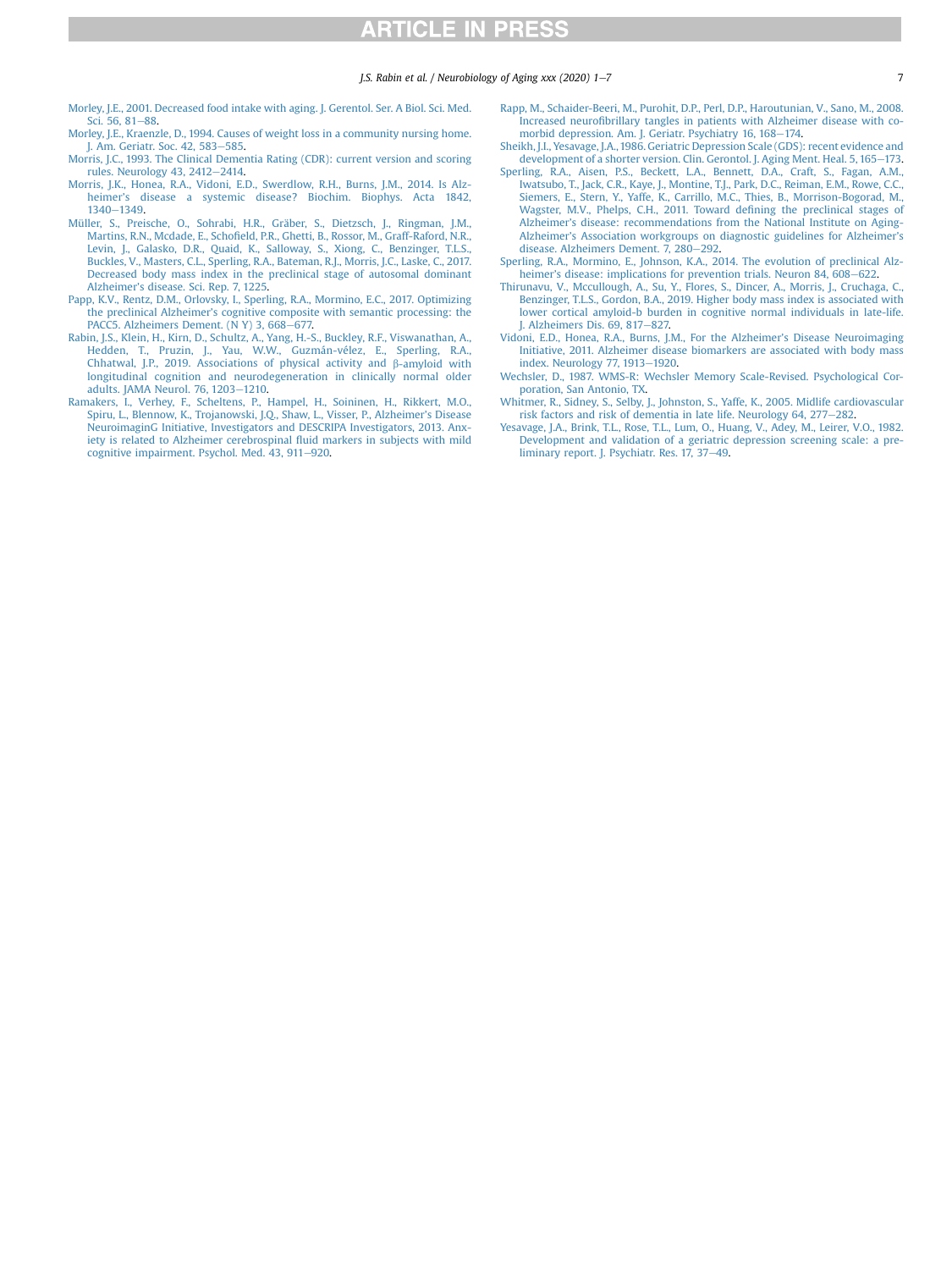Morley, J.E., 2001. Decreased food intake with aging. J. Gerontol. Ser. A Biol. Sci. Med. Sci. 56, 81–88.

Morley, J.E., Kraenzle, D., 1994. Causes of weight loss in a community nursing home. J. Am. Geriatr. Soc. 42, 583–585.

Morris, J.C., 1993. The Clinical Dementia Rating (CDR): current version and scoring rules. Neurology 43, 2412–2414.

Morris, J.K., Honea, R.A., Vidoni, E.D., Swerdlow, R.H., Burns, J.M., 2014. Is Alzheimer's disease a systemic disease? Biochim. Biophys. Acta 1842, 1340–1349.

Müller, S., Preische, O., Sohrabi, H.R., Gräber, S., Dietzsch, J., Ringman, J.M., Martins, R.N., Mcdade, E., Schofield, P.R., Ghetti, B., Rossor, M., Graff-Raford, N.R., Levin, J., Galasko, D.R., Quaid, K., Salloway, S., Xiong, C., Benzinger, T.L.S., Buckles, V., Masters, C.L., Sperling, R.A., Bateman, R.J., Morris, J.C., Laske, C., 2017. Decreased body mass index in the preclinical stage of autosomal dominant Alzheimer's disease. Sci. Rep. 7, 1225.

Papp, K.V., Rentz, D.M., Orlovsky, I., Sperling, R.A., Mormino, E.C., 2017. Optimizing the preclinical Alzheimer's cognitive composite with semantic processing: the PACC5. Alzheimers Dement. (N Y) 3, 668–677.

Rabin, J.S., Klein, H., Kirn, D., Schultz, A., Yang, H.-S., Buckley, R.F., Viswanathan, A., Hedden, T., Pruzin, J., Yau, W.W., Guzmán-vélez, E., Sperling, R.A., Chhatwal, J.P., 2019. Associations of physical activity and β-amyloid with longitudinal cognition and neurodegeneration in clinically normal older adults. JAMA Neurol. 76, 1203–1210.

Ramakers, I., Verhey, F., Scheltens, P., Hampel, H., Soininen, H., Rikkert, M.O., Spiru, L., Blennow, K., Trojanowski, J.Q., Shaw, L., Visser, P., Alzheimer's Disease NeuroimaginG Initiative, Investigators and DESCRIPA Investigators, 2013. Anxiety is related to Alzheimer cerebrospinal fluid markers in subjects with mild cognitive impairment. Psychol. Med. 43, 911–920.

Rapp, M., Schaider-Beeri, M., Purohit, D.P., Perl, D.P., Haroutunian, V., Sano, M., 2008. Increased neurofibrillary tangles in patients with Alzheimer disease with comorbid depression. Am. J. Geriatr. Psychiatry 16, 168–174.

Sheikh, J.I., Yesavage, J.A., 1986. Geriatric Depression Scale (GDS): recent evidence and development of a shorter version. Clin. Gerontol. J. Aging Ment. Heal. 5, 165–173.

Sperling, R.A., Aisen, P.S., Beckett, L.A., Bennett, D.A., Craft, S., Fagan, A.M., Iwatsubo, T., Jack, C.R., Kaye, J., Montine, T.J., Park, D.C., Reiman, E.M., Rowe, C.C., Siemers, E., Stern, Y., Yaffe, K., Carrillo, M.C., Thies, B., Morrison-Bogorad, M., Wagster, M.V., Phelps, C.H., 2011. Toward defining the preclinical stages of Alzheimer's disease: recommendations from the National Institute on Aging-Alzheimer's Association workgroups on diagnostic guidelines for Alzheimer's disease. Alzheimers Dement. 7, 280–292.

Sperling, R.A., Mormino, E., Johnson, K.A., 2014. The evolution of preclinical Alzheimer's disease: implications for prevention trials. Neuron 84, 608–622.

Thirunavu, V., Mccullough, A., Su, Y., Flores, S., Dincer, A., Morris, J., Cruchaga, C., Benzinger, T.L.S., Gordon, B.A., 2019. Higher body mass index is associated with lower cortical amyloid-b burden in cognitive normal individuals in late-life. J. Alzheimers Dis. 69, 817–827.

Vidoni, E.D., Honea, R.A., Burns, J.M., For the Alzheimer's Disease Neuroimaging Initiative, 2011. Alzheimer disease biomarkers are associated with body mass index. Neurology 77, 1913–1920.

Wechsler, D., 1987. WMS-R: Wechsler Memory Scale-Revised. Psychological Corporation, San Antonio, TX.

Whitmer, R., Sidney, S., Selby, J., Johnston, S., Yaffe, K., 2005. Midlife cardiovascular risk factors and risk of dementia in late life. Neurology 64, 277–282.

Yesavage, J.A., Brink, T.L., Rose, T.L., Lum, O., Huang, V., Adey, M., Leirer, V.O., 1982. Development and validation of a geriatric depression screening scale: a preliminary report. J. Psychiatr. Res. 17, 37–49.